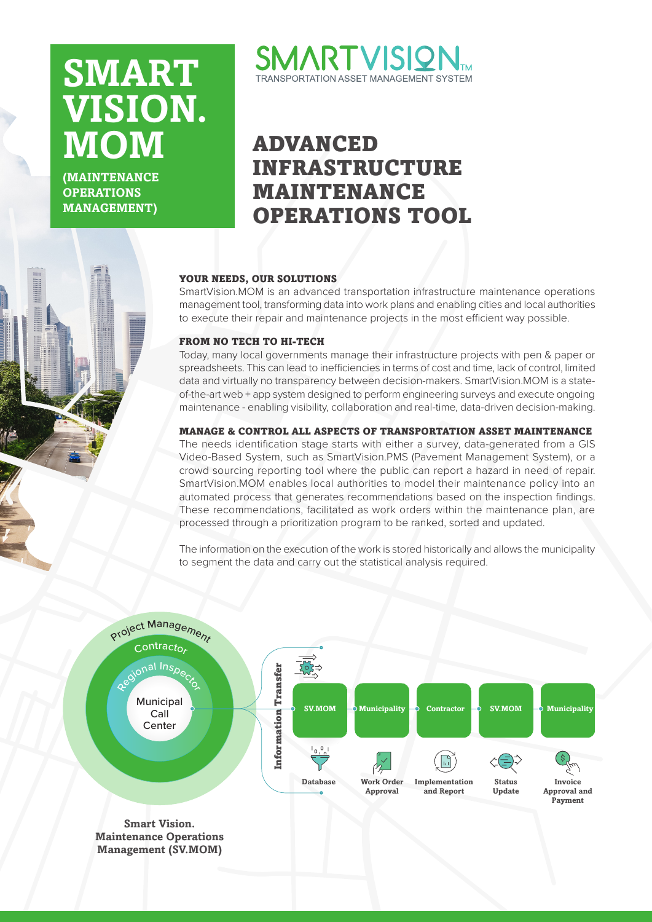# SMART VISION. MOM

**(MAINTENANCE OPERATIONS MANAGEMENT)**

SMARTVISION™
TRANSPORTATION ASSET MANAGEMENT SYSTEM

# ADVANCED INFRASTRUCTURE MAINTENANCE OPERATIONS TOOL

### YOUR NEEDS, OUR SOLUTIONS

SmartVision.MOM is an advanced transportation infrastructure maintenance operations management tool, transforming data into work plans and enabling cities and local authorities to execute their repair and maintenance projects in the most efficient way possible.

### FROM NO TECH TO HI-TECH

Today, many local governments manage their infrastructure projects with pen & paper or spreadsheets. This can lead to inefficiencies in terms of cost and time, lack of control, limited data and virtually no transparency between decision-makers. SmartVision.MOM is a state-of-the-art web + app system designed to perform engineering surveys and execute ongoing maintenance - enabling visibility, collaboration and real-time, data-driven decision-making.

### MANAGE & CONTROL ALL ASPECTS OF TRANSPORTATION ASSET MAINTENANCE

The needs identification stage starts with either a survey, data-generated from a GIS Video-Based System, such as SmartVision.PMS (Pavement Management System), or a crowd sourcing reporting tool where the public can report a hazard in need of repair. SmartVision.MOM enables local authorities to model their maintenance policy into an automated process that generates recommendations based on the inspection findings. These recommendations, facilitated as work orders within the maintenance plan, are processed through a prioritization program to be ranked, sorted and updated.

The information on the execution of the work is stored historically and allows the municipality to segment the data and carry out the statistical analysis required.

Project Management
Contractor
Regional Inspector
Municipal Call Center

Information Transfer

SV.MOM → Municipality → Contractor → SV.MOM → Municipality

Database | Work Order Approval | Implementation and Report | Status Update | Invoice Approval and Payment

**Smart Vision. Maintenance Operations Management (SV.MOM)**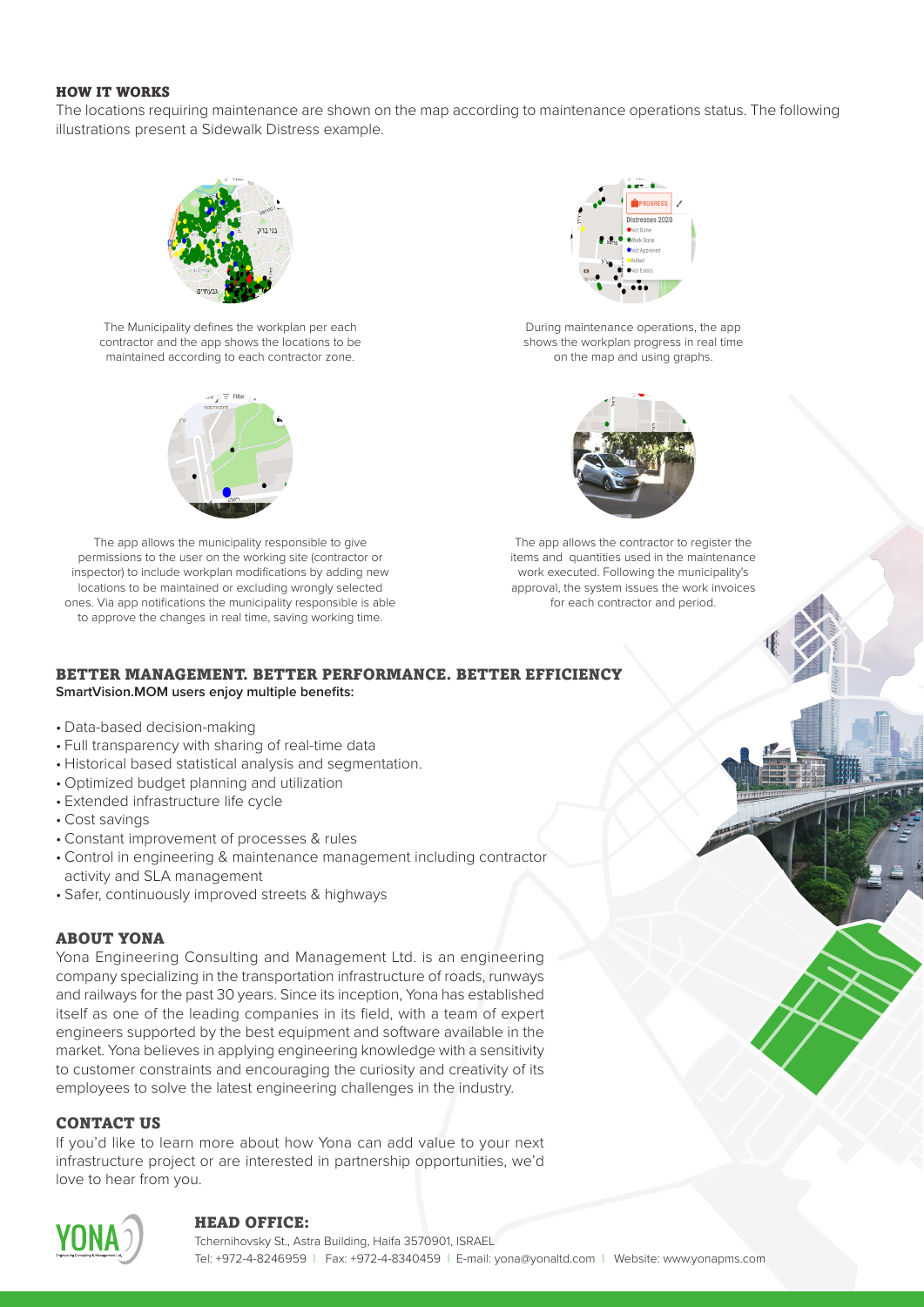## HOW IT WORKS

The locations requiring maintenance are shown on the map according to maintenance operations status. The following illustrations present a Sidewalk Distress example.

The Municipality defines the workplan per each contractor and the app shows the locations to be maintained according to each contractor zone.

During maintenance operations, the app shows the workplan progress in real time on the map and using graphs.

The app allows the municipality responsible to give permissions to the user on the working site (contractor or inspector) to include workplan modifications by adding new locations to be maintained or excluding wrongly selected ones. Via app notifications the municipality responsible is able to approve the changes in real time, saving working time.

The app allows the contractor to register the items and quantities used in the maintenance work executed. Following the municipality's approval, the system issues the work invoices for each contractor and period.

## BETTER MANAGEMENT. BETTER PERFORMANCE. BETTER EFFICIENCY

**SmartVision.MOM users enjoy multiple benefits:**

- Data-based decision-making
- Full transparency with sharing of real-time data
- Historical based statistical analysis and segmentation.
- Optimized budget planning and utilization
- Extended infrastructure life cycle
- Cost savings
- Constant improvement of processes & rules
- Control in engineering & maintenance management including contractor activity and SLA management
- Safer, continuously improved streets & highways

## ABOUT YONA

Yona Engineering Consulting and Management Ltd. is an engineering company specializing in the transportation infrastructure of roads, runways and railways for the past 30 years. Since its inception, Yona has established itself as one of the leading companies in its field, with a team of expert engineers supported by the best equipment and software available in the market. Yona believes in applying engineering knowledge with a sensitivity to customer constraints and encouraging the curiosity and creativity of its employees to solve the latest engineering challenges in the industry.

## CONTACT US

If you'd like to learn more about how Yona can add value to your next infrastructure project or are interested in partnership opportunities, we'd love to hear from you.

### HEAD OFFICE:

Tchernihovsky St., Astra Building, Haifa 3570901, ISRAEL

Tel: +972-4-8246959 | Fax: +972-4-8340459 | E-mail: yona@yonaltd.com | Website: www.yonapms.com